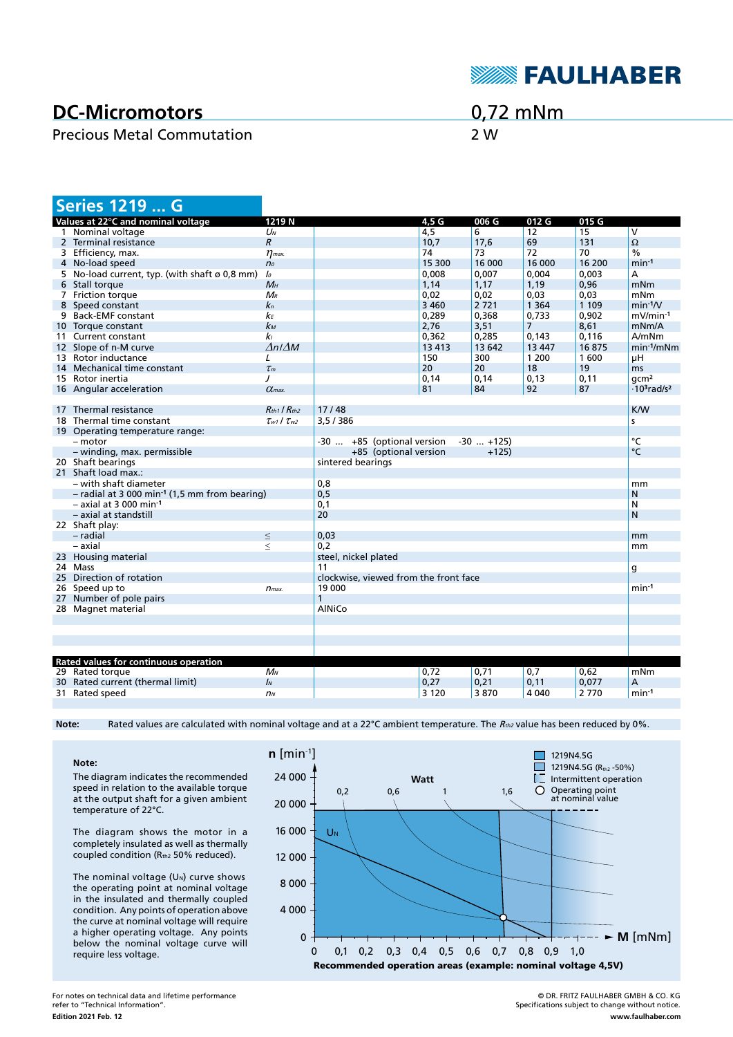# DC-Micromotors

Precious Metal Commutation

0,72 mNm

2 W

## Series 1219 ... G

| | Values at 22°C and nominal voltage | | 1219 N | 4,5 G | 006 G | 012 G | 015 G | |
|---|---|---|---|---|---|---|---|---|
| 1 | Nominal voltage | $U_N$ | | 4,5 | 6 | 12 | 15 | V |
| 2 | Terminal resistance | $R$ | | 10,7 | 17,6 | 69 | 131 | Ω |
| 3 | Efficiency, max. | $\eta_{max.}$ | | 74 | 73 | 72 | 70 | % |
| 4 | No-load speed | $n_0$ | | 15 300 | 16 000 | 16 000 | 16 200 | min⁻¹ |
| 5 | No-load current, typ. (with shaft ø 0,8 mm) | $I_0$ | | 0,008 | 0,007 | 0,004 | 0,003 | A |
| 6 | Stall torque | $M_H$ | | 1,14 | 1,17 | 1,19 | 0,96 | mNm |
| 7 | Friction torque | $M_R$ | | 0,02 | 0,02 | 0,03 | 0,03 | mNm |
| 8 | Speed constant | $k_n$ | | 3 460 | 2 721 | 1 364 | 1 109 | min⁻¹/V |
| 9 | Back-EMF constant | $k_E$ | | 0,289 | 0,368 | 0,733 | 0,902 | mV/min⁻¹ |
| 10 | Torque constant | $k_M$ | | 2,76 | 3,51 | 7 | 8,61 | mNm/A |
| 11 | Current constant | $k_I$ | | 0,362 | 0,285 | 0,143 | 0,116 | A/mNm |
| 12 | Slope of n-M curve | $\Delta n/\Delta M$ | | 13 413 | 13 642 | 13 447 | 16 875 | min⁻¹/mNm |
| 13 | Rotor inductance | $L$ | | 150 | 300 | 1 200 | 1 600 | µH |
| 14 | Mechanical time constant | $\tau_m$ | | 20 | 20 | 18 | 19 | ms |
| 15 | Rotor inertia | $J$ | | 0,14 | 0,14 | 0,13 | 0,11 | gcm² |
| 16 | Angular acceleration | $\alpha_{max.}$ | | 81 | 84 | 92 | 87 | ·10³rad/s² |
| | | | | | | | | |
| 17 | Thermal resistance | $R_{th1}$ / $R_{th2}$ | 17 / 48 | | | | | K/W |
| 18 | Thermal time constant | $\tau_{w1}$ / $\tau_{w2}$ | 3,5 / 386 | | | | | s |
| 19 | Operating temperature range: | | | | | | | |
| | – motor | | -30 ... +85 (optional version -30 ... +125) | | | | | °C |
| | – winding, max. permissible | | +85 (optional version +125) | | | | | °C |
| 20 | Shaft bearings | | sintered bearings | | | | | |
| 21 | Shaft load max.: | | | | | | | |
| | – with shaft diameter | | 0,8 | | | | | mm |
| | – radial at 3 000 min⁻¹ (1,5 mm from bearing) | | 0,5 | | | | | N |
| | – axial at 3 000 min⁻¹ | | 0,1 | | | | | N |
| | – axial at standstill | | 20 | | | | | N |
| 22 | Shaft play: | | | | | | | |
| | – radial | ≤ | 0,03 | | | | | mm |
| | – axial | ≤ | 0,2 | | | | | mm |
| 23 | Housing material | | steel, nickel plated | | | | | |
| 24 | Mass | | 11 | | | | | g |
| 25 | Direction of rotation | | clockwise, viewed from the front face | | | | | |
| 26 | Speed up to | $n_{max.}$ | 19 000 | | | | | min⁻¹ |
| 27 | Number of pole pairs | | 1 | | | | | |
| 28 | Magnet material | | AlNiCo | | | | | |

| | Rated values for continuous operation | | | | | | | |
|---|---|---|---|---|---|---|---|---|
| 29 | Rated torque | $M_N$ | | 0,72 | 0,71 | 0,7 | 0,62 | mNm |
| 30 | Rated current (thermal limit) | $I_N$ | | 0,27 | 0,21 | 0,11 | 0,077 | A |
| 31 | Rated speed | $n_N$ | | 3 120 | 3 870 | 4 040 | 2 770 | min⁻¹ |

**Note:** Rated values are calculated with nominal voltage and at a 22°C ambient temperature. The $R_{th2}$ value has been reduced by 0%.

**Note:**

The diagram indicates the recommended speed in relation to the available torque at the output shaft for a given ambient temperature of 22°C.

The diagram shows the motor in a completely insulated as well as thermally coupled condition ($R_{th2}$ 50% reduced).

The nominal voltage ($U_N$) curve shows the operating point at nominal voltage in the insulated and thermally coupled condition. Any points of operation above the curve at nominal voltage will require a higher operating voltage. Any points below the nominal voltage curve will require less voltage.

**Recommended operation areas (example: nominal voltage 4,5V)**

For notes on technical data and lifetime performance refer to "Technical Information".

Edition 2021 Feb. 12

© DR. FRITZ FAULHABER GMBH & CO. KG
Specifications subject to change without notice.
www.faulhaber.com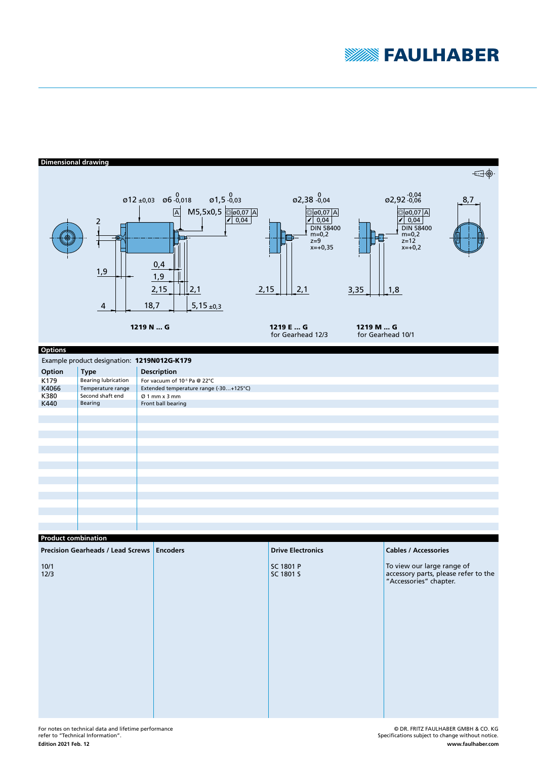## Dimensional drawing

ø12 ±0,03 ø6 $^{0}_{-0,018}$ ø1,5 $^{0}_{-0,03}$

A M5,5x0,5 ◎ø0,07 A / 0,04

2

1,9

0,4

1,9

2,15 2,1

4 18,7 5,15 ±0,3

**1219 N ... G**

ø2,38 $^{0}_{-0,04}$

◎ø0,07 A / 0,04

DIN 58400
m=0,2
z=9
x=+0,35

2,15 2,1

**1219 E ... G**
for Gearhead 12/3

ø2,92 $^{-0,04}_{-0,06}$

◎ø0,07 A / 0,04

DIN 58400
m=0,2
z=12
x=+0,2

3,35 1,8

**1219 M ... G**
for Gearhead 10/1

8,7

## Options

Example product designation: **1219N012G-K179**

| Option | Type | Description |
|---|---|---|
| K179 | Bearing lubrication | For vacuum of $10^{-5}$ Pa @ 22°C |
| K4066 | Temperature range | Extended temperature range (-30…+125°C) |
| K380 | Second shaft end | Ø 1 mm x 3 mm |
| K440 | Bearing | Front ball bearing |

## Product combination

| Precision Gearheads / Lead Screws | Encoders | Drive Electronics | Cables / Accessories |
|---|---|---|---|
| 10/1<br>12/3 | | SC 1801 P<br>SC 1801 S | To view our large range of accessory parts, please refer to the "Accessories" chapter. |

For notes on technical data and lifetime performance refer to "Technical Information".

**Edition 2021 Feb. 12**

© DR. FRITZ FAULHABER GMBH & CO. KG
Specifications subject to change without notice.
**www.faulhaber.com**